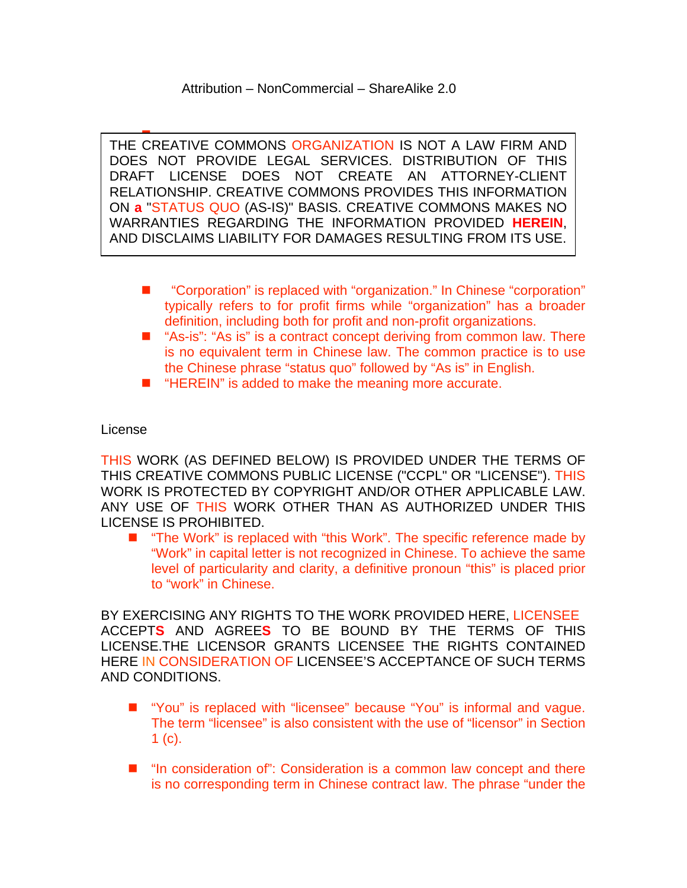Attribution – NonCommercial – ShareAlike 2.0

> THE CREATIVE COMMONS ORGANIZATION IS NOT A LAW FIRM AND DOES NOT PROVIDE LEGAL SERVICES. DISTRIBUTION OF THIS DRAFT LICENSE DOES NOT CREATE AN ATTORNEY-CLIENT RELATIONSHIP. CREATIVE COMMONS PROVIDES THIS INFORMATION ON **a** "STATUS QUO (AS-IS)" BASIS. CREATIVE COMMONS MAKES NO WARRANTIES REGARDING THE INFORMATION PROVIDED **HEREIN**, AND DISCLAIMS LIABILITY FOR DAMAGES RESULTING FROM ITS USE.

- "Corporation" is replaced with "organization." In Chinese "corporation" typically refers to for profit firms while "organization" has a broader definition, including both for profit and non-profit organizations.
- "As-is": "As is" is a contract concept deriving from common law. There is no equivalent term in Chinese law. The common practice is to use the Chinese phrase "status quo" followed by "As is" in English.
- "HEREIN" is added to make the meaning more accurate.

License

THIS WORK (AS DEFINED BELOW) IS PROVIDED UNDER THE TERMS OF THIS CREATIVE COMMONS PUBLIC LICENSE ("CCPL" OR "LICENSE"). THIS WORK IS PROTECTED BY COPYRIGHT AND/OR OTHER APPLICABLE LAW. ANY USE OF THIS WORK OTHER THAN AS AUTHORIZED UNDER THIS LICENSE IS PROHIBITED.

- "The Work" is replaced with "this Work". The specific reference made by "Work" in capital letter is not recognized in Chinese. To achieve the same level of particularity and clarity, a definitive pronoun "this" is placed prior to "work" in Chinese.

BY EXERCISING ANY RIGHTS TO THE WORK PROVIDED HERE, LICENSEE ACCEPT**S** AND AGREE**S** TO BE BOUND BY THE TERMS OF THIS LICENSE.THE LICENSOR GRANTS LICENSEE THE RIGHTS CONTAINED HERE IN CONSIDERATION OF LICENSEE'S ACCEPTANCE OF SUCH TERMS AND CONDITIONS.

- "You" is replaced with "licensee" because "You" is informal and vague. The term "licensee" is also consistent with the use of "licensor" in Section 1 (c).
- "In consideration of": Consideration is a common law concept and there is no corresponding term in Chinese contract law. The phrase "under the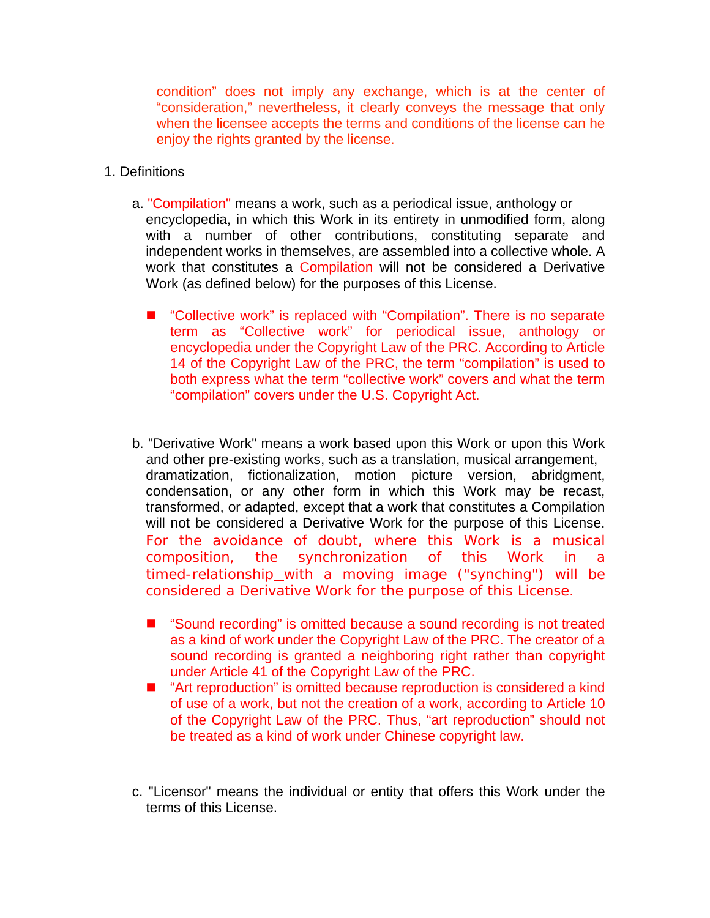condition" does not imply any exchange, which is at the center of "consideration," nevertheless, it clearly conveys the message that only when the licensee accepts the terms and conditions of the license can he enjoy the rights granted by the license.

1. Definitions

   a. "Compilation" means a work, such as a periodical issue, anthology or encyclopedia, in which this Work in its entirety in unmodified form, along with a number of other contributions, constituting separate and independent works in themselves, are assembled into a collective whole. A work that constitutes a Compilation will not be considered a Derivative Work (as defined below) for the purposes of this License.

      - "Collective work" is replaced with "Compilation". There is no separate term as "Collective work" for periodical issue, anthology or encyclopedia under the Copyright Law of the PRC. According to Article 14 of the Copyright Law of the PRC, the term "compilation" is used to both express what the term "collective work" covers and what the term "compilation" covers under the U.S. Copyright Act.

   b. "Derivative Work" means a work based upon this Work or upon this Work and other pre-existing works, such as a translation, musical arrangement, dramatization, fictionalization, motion picture version, abridgment, condensation, or any other form in which this Work may be recast, transformed, or adapted, except that a work that constitutes a Compilation will not be considered a Derivative Work for the purpose of this License. For the avoidance of doubt, where this Work is a musical composition, the synchronization of this Work in a timed-relationship_with a moving image ("synching") will be considered a Derivative Work for the purpose of this License.

      - "Sound recording" is omitted because a sound recording is not treated as a kind of work under the Copyright Law of the PRC. The creator of a sound recording is granted a neighboring right rather than copyright under Article 41 of the Copyright Law of the PRC.
      - "Art reproduction" is omitted because reproduction is considered a kind of use of a work, but not the creation of a work, according to Article 10 of the Copyright Law of the PRC. Thus, "art reproduction" should not be treated as a kind of work under Chinese copyright law.

   c. "Licensor" means the individual or entity that offers this Work under the terms of this License.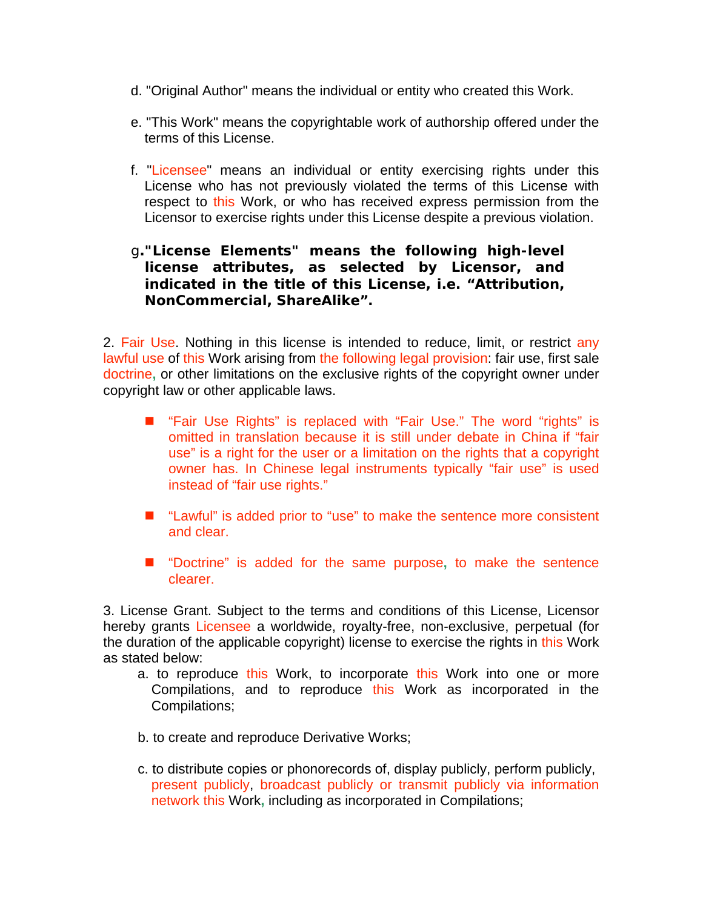d. "Original Author" means the individual or entity who created this Work.

e. "This Work" means the copyrightable work of authorship offered under the terms of this License.

f. "Licensee" means an individual or entity exercising rights under this License who has not previously violated the terms of this License with respect to this Work, or who has received express permission from the Licensor to exercise rights under this License despite a previous violation.

g.**"License Elements" means the following high-level license attributes, as selected by Licensor, and indicated in the title of this License, i.e. "Attribution, NonCommercial, ShareAlike".**

2. Fair Use. Nothing in this license is intended to reduce, limit, or restrict any lawful use of this Work arising from the following legal provision: fair use, first sale doctrine, or other limitations on the exclusive rights of the copyright owner under copyright law or other applicable laws.

- "Fair Use Rights" is replaced with "Fair Use." The word "rights" is omitted in translation because it is still under debate in China if "fair use" is a right for the user or a limitation on the rights that a copyright owner has. In Chinese legal instruments typically "fair use" is used instead of "fair use rights."
- "Lawful" is added prior to "use" to make the sentence more consistent and clear.
- "Doctrine" is added for the same purpose, to make the sentence clearer.

3. License Grant. Subject to the terms and conditions of this License, Licensor hereby grants Licensee a worldwide, royalty-free, non-exclusive, perpetual (for the duration of the applicable copyright) license to exercise the rights in this Work as stated below:

a. to reproduce this Work, to incorporate this Work into one or more Compilations, and to reproduce this Work as incorporated in the Compilations;

b. to create and reproduce Derivative Works;

c. to distribute copies or phonorecords of, display publicly, perform publicly, present publicly, broadcast publicly or transmit publicly via information network this Work, including as incorporated in Compilations;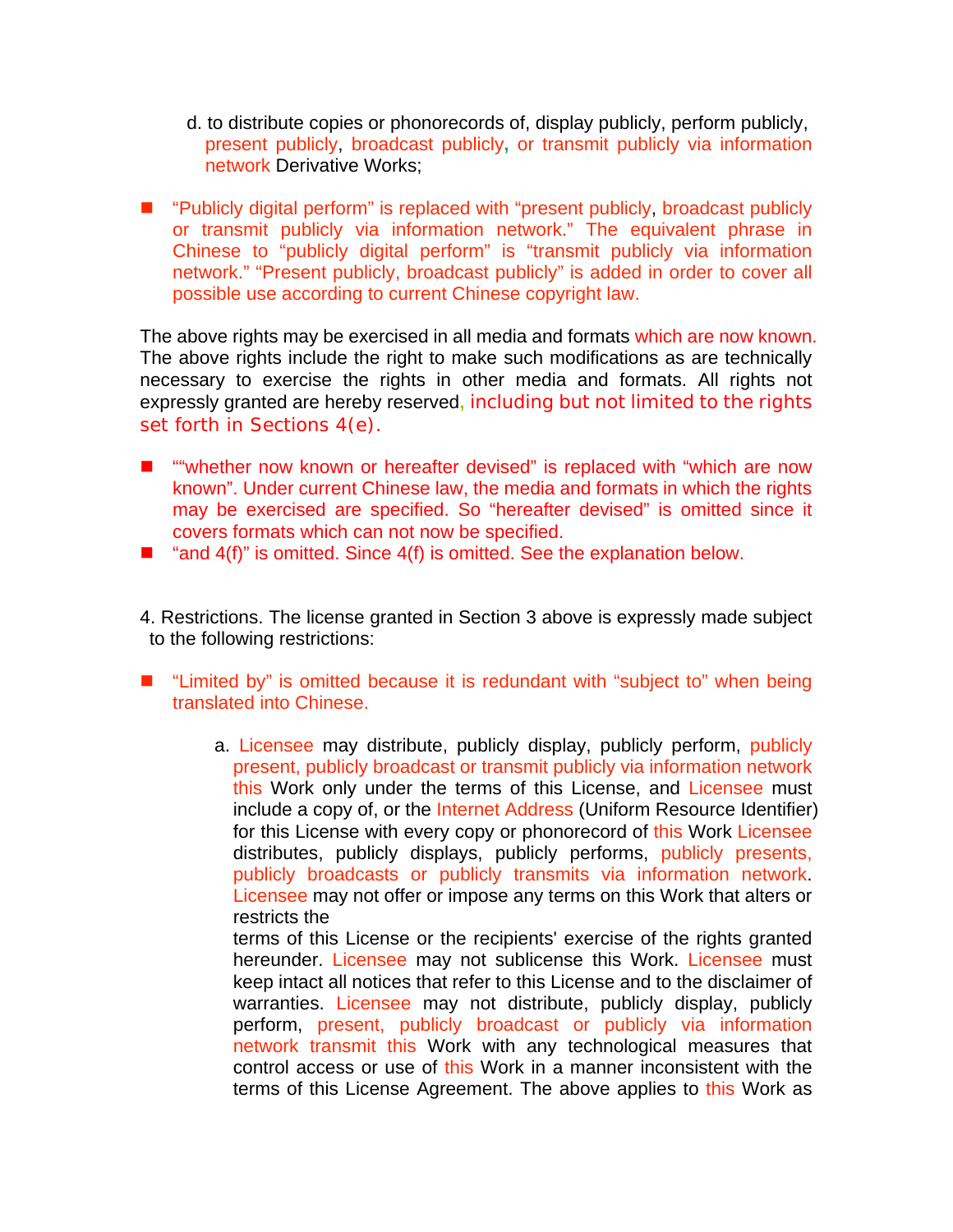d. to distribute copies or phonorecords of, display publicly, perform publicly, present publicly, broadcast publicly, or transmit publicly via information network Derivative Works;

- "Publicly digital perform" is replaced with "present publicly, broadcast publicly or transmit publicly via information network." The equivalent phrase in Chinese to "publicly digital perform" is "transmit publicly via information network." "Present publicly, broadcast publicly" is added in order to cover all possible use according to current Chinese copyright law.

The above rights may be exercised in all media and formats which are now known. The above rights include the right to make such modifications as are technically necessary to exercise the rights in other media and formats. All rights not expressly granted are hereby reserved, including but not limited to the rights set forth in Sections 4(e).

- ""whether now known or hereafter devised" is replaced with "which are now known". Under current Chinese law, the media and formats in which the rights may be exercised are specified. So "hereafter devised" is omitted since it covers formats which can not now be specified.
- "and 4(f)" is omitted. Since 4(f) is omitted. See the explanation below.

4. Restrictions. The license granted in Section 3 above is expressly made subject to the following restrictions:

- "Limited by" is omitted because it is redundant with "subject to" when being translated into Chinese.

a. Licensee may distribute, publicly display, publicly perform, publicly present, publicly broadcast or transmit publicly via information network this Work only under the terms of this License, and Licensee must include a copy of, or the Internet Address (Uniform Resource Identifier) for this License with every copy or phonorecord of this Work Licensee distributes, publicly displays, publicly performs, publicly presents, publicly broadcasts or publicly transmits via information network. Licensee may not offer or impose any terms on this Work that alters or restricts the terms of this License or the recipients' exercise of the rights granted hereunder. Licensee may not sublicense this Work. Licensee must keep intact all notices that refer to this License and to the disclaimer of warranties. Licensee may not distribute, publicly display, publicly perform, present, publicly broadcast or publicly via information network transmit this Work with any technological measures that control access or use of this Work in a manner inconsistent with the terms of this License Agreement. The above applies to this Work as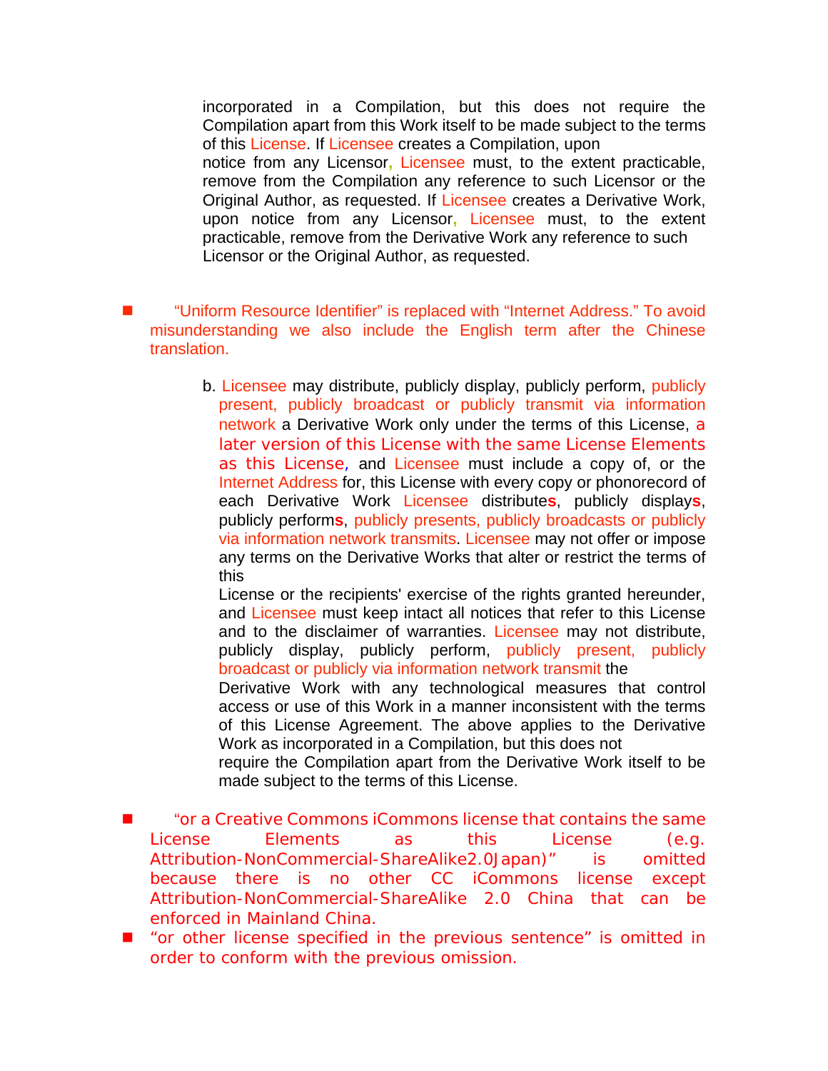incorporated in a Compilation, but this does not require the Compilation apart from this Work itself to be made subject to the terms of this License. If Licensee creates a Compilation, upon notice from any Licensor, Licensee must, to the extent practicable, remove from the Compilation any reference to such Licensor or the Original Author, as requested. If Licensee creates a Derivative Work, upon notice from any Licensor, Licensee must, to the extent practicable, remove from the Derivative Work any reference to such Licensor or the Original Author, as requested.

- "Uniform Resource Identifier" is replaced with "Internet Address." To avoid misunderstanding we also include the English term after the Chinese translation.

b. Licensee may distribute, publicly display, publicly perform, publicly present, publicly broadcast or publicly transmit via information network a Derivative Work only under the terms of this License, a later version of this License with the same License Elements as this License, and Licensee must include a copy of, or the Internet Address for, this License with every copy or phonorecord of each Derivative Work Licensee distributes, publicly displays, publicly performs, publicly presents, publicly broadcasts or publicly via information network transmits. Licensee may not offer or impose any terms on the Derivative Works that alter or restrict the terms of this License or the recipients' exercise of the rights granted hereunder, and Licensee must keep intact all notices that refer to this License and to the disclaimer of warranties. Licensee may not distribute, publicly display, publicly perform, publicly present, publicly broadcast or publicly via information network transmit the Derivative Work with any technological measures that control access or use of this Work in a manner inconsistent with the terms of this License Agreement. The above applies to the Derivative Work as incorporated in a Compilation, but this does not require the Compilation apart from the Derivative Work itself to be made subject to the terms of this License.

- "or a Creative Commons iCommons license that contains the same License Elements as this License (e.g. Attribution-NonCommercial-ShareAlike2.0Japan)" is omitted because there is no other CC iCommons license except Attribution-NonCommercial-ShareAlike 2.0 China that can be enforced in Mainland China.
- "or other license specified in the previous sentence" is omitted in order to conform with the previous omission.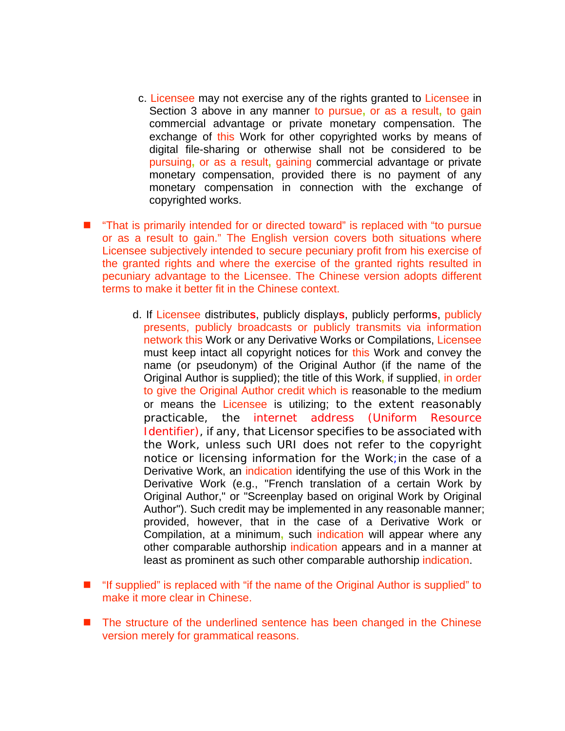c. Licensee may not exercise any of the rights granted to Licensee in Section 3 above in any manner to pursue, or as a result, to gain commercial advantage or private monetary compensation. The exchange of this Work for other copyrighted works by means of digital file-sharing or otherwise shall not be considered to be pursuing, or as a result, gaining commercial advantage or private monetary compensation, provided there is no payment of any monetary compensation in connection with the exchange of copyrighted works.

- "That is primarily intended for or directed toward" is replaced with "to pursue or as a result to gain." The English version covers both situations where Licensee subjectively intended to secure pecuniary profit from his exercise of the granted rights and where the exercise of the granted rights resulted in pecuniary advantage to the Licensee. The Chinese version adopts different terms to make it better fit in the Chinese context.

d. If Licensee distribute**s**, publicly display**s**, publicly perform**s**, publicly presents, publicly broadcasts or publicly transmits via information network this Work or any Derivative Works or Compilations, Licensee must keep intact all copyright notices for this Work and convey the name (or pseudonym) of the Original Author (if the name of the Original Author is supplied); the title of this Work, if supplied, in order to give the Original Author credit which is reasonable to the medium or means the Licensee is utilizing; to the extent reasonably practicable, the internet address (Uniform Resource Identifier), if any, that Licensor specifies to be associated with the Work, unless such URI does not refer to the copyright notice or licensing information for the Work; in the case of a Derivative Work, an indication identifying the use of this Work in the Derivative Work (e.g., "French translation of a certain Work by Original Author," or "Screenplay based on original Work by Original Author"). Such credit may be implemented in any reasonable manner; provided, however, that in the case of a Derivative Work or Compilation, at a minimum, such indication will appear where any other comparable authorship indication appears and in a manner at least as prominent as such other comparable authorship indication.

- "If supplied" is replaced with "if the name of the Original Author is supplied" to make it more clear in Chinese.

- The structure of the underlined sentence has been changed in the Chinese version merely for grammatical reasons.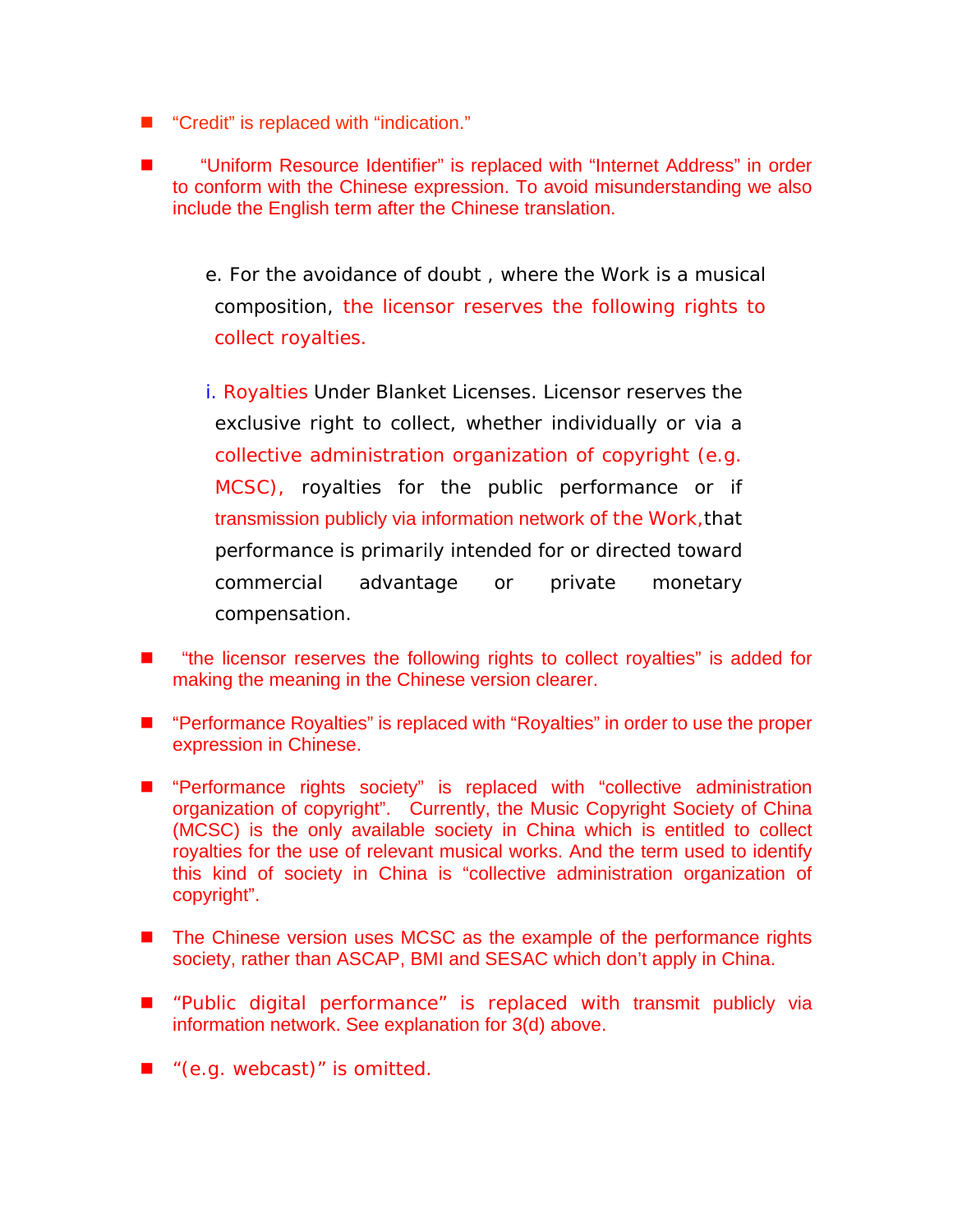- "Credit" is replaced with "indication."

- "Uniform Resource Identifier" is replaced with "Internet Address" in order to conform with the Chinese expression. To avoid misunderstanding we also include the English term after the Chinese translation.

e. For the avoidance of doubt , where the Work is a musical composition, the licensor reserves the following rights to collect royalties.

i. Royalties Under Blanket Licenses. Licensor reserves the exclusive right to collect, whether individually or via a collective administration organization of copyright (e.g. MCSC), royalties for the public performance or if transmission publicly via information network of the Work,that performance is primarily intended for or directed toward commercial advantage or private monetary compensation.

- "the licensor reserves the following rights to collect royalties" is added for making the meaning in the Chinese version clearer.

- "Performance Royalties" is replaced with "Royalties" in order to use the proper expression in Chinese.

- "Performance rights society" is replaced with "collective administration organization of copyright". Currently, the Music Copyright Society of China (MCSC) is the only available society in China which is entitled to collect royalties for the use of relevant musical works. And the term used to identify this kind of society in China is "collective administration organization of copyright".

- The Chinese version uses MCSC as the example of the performance rights society, rather than ASCAP, BMI and SESAC which don't apply in China.

- "Public digital performance" is replaced with transmit publicly via information network. See explanation for 3(d) above.

- "(e.g. webcast)" is omitted.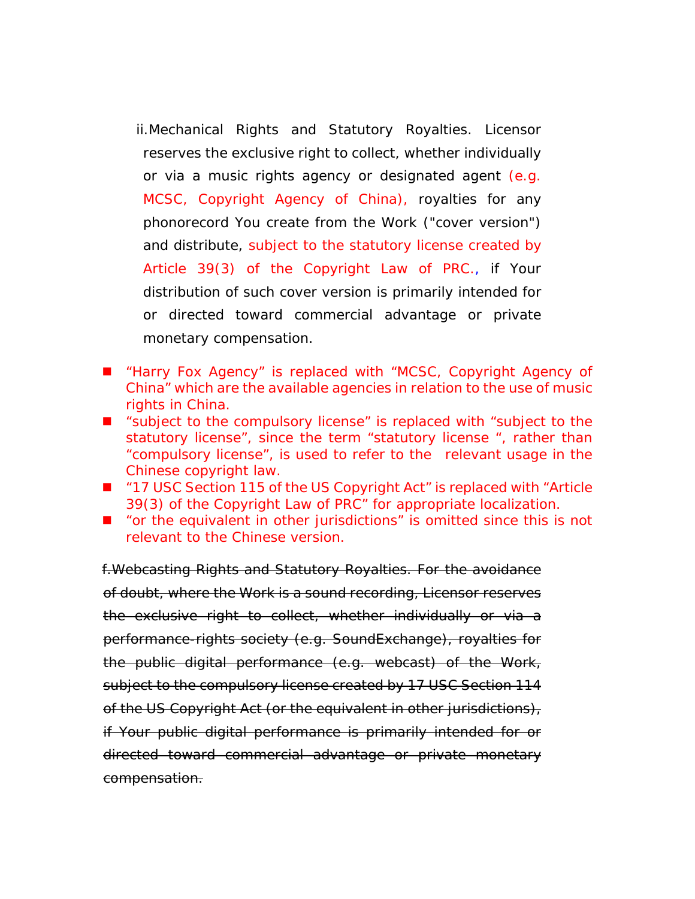ii. Mechanical Rights and Statutory Royalties. Licensor reserves the exclusive right to collect, whether individually or via a music rights agency or designated agent (e.g. MCSC, Copyright Agency of China), royalties for any phonorecord You create from the Work ("cover version") and distribute, subject to the statutory license created by Article 39(3) of the Copyright Law of PRC., if Your distribution of such cover version is primarily intended for or directed toward commercial advantage or private monetary compensation.

- “Harry Fox Agency” is replaced with “MCSC, Copyright Agency of China” which are the available agencies in relation to the use of music rights in China.
- “subject to the compulsory license” is replaced with “subject to the statutory license”, since the term “statutory license “, rather than “compulsory license”, is used to refer to the relevant usage in the Chinese copyright law.
- “17 USC Section 115 of the US Copyright Act” is replaced with “Article 39(3) of the Copyright Law of PRC” for appropriate localization.
- “or the equivalent in other jurisdictions” is omitted since this is not relevant to the Chinese version.

~~f. Webcasting Rights and Statutory Royalties. For the avoidance of doubt, where the Work is a sound recording, Licensor reserves the exclusive right to collect, whether individually or via a performance-rights society (e.g. SoundExchange), royalties for the public digital performance (e.g. webcast) of the Work, subject to the compulsory license created by 17 USC Section 114 of the US Copyright Act (or the equivalent in other jurisdictions), if Your public digital performance is primarily intended for or directed toward commercial advantage or private monetary compensation.~~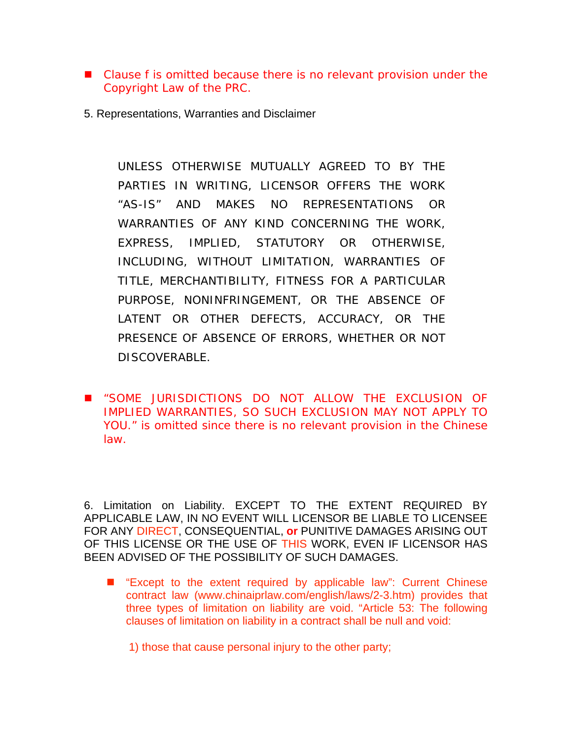- Clause f is omitted because there is no relevant provision under the Copyright Law of the PRC.

5. Representations, Warranties and Disclaimer

> UNLESS OTHERWISE MUTUALLY AGREED TO BY THE PARTIES IN WRITING, LICENSOR OFFERS THE WORK "AS-IS" AND MAKES NO REPRESENTATIONS OR WARRANTIES OF ANY KIND CONCERNING THE WORK, EXPRESS, IMPLIED, STATUTORY OR OTHERWISE, INCLUDING, WITHOUT LIMITATION, WARRANTIES OF TITLE, MERCHANTIBILITY, FITNESS FOR A PARTICULAR PURPOSE, NONINFRINGEMENT, OR THE ABSENCE OF LATENT OR OTHER DEFECTS, ACCURACY, OR THE PRESENCE OF ABSENCE OF ERRORS, WHETHER OR NOT DISCOVERABLE.

- "SOME JURISDICTIONS DO NOT ALLOW THE EXCLUSION OF IMPLIED WARRANTIES, SO SUCH EXCLUSION MAY NOT APPLY TO YOU." is omitted since there is no relevant provision in the Chinese law.

6. Limitation on Liability. EXCEPT TO THE EXTENT REQUIRED BY APPLICABLE LAW, IN NO EVENT WILL LICENSOR BE LIABLE TO LICENSEE FOR ANY DIRECT, CONSEQUENTIAL, **or** PUNITIVE DAMAGES ARISING OUT OF THIS LICENSE OR THE USE OF THIS WORK, EVEN IF LICENSOR HAS BEEN ADVISED OF THE POSSIBILITY OF SUCH DAMAGES.

- "Except to the extent required by applicable law": Current Chinese contract law (www.chinaiprlaw.com/english/laws/2-3.htm) provides that three types of limitation on liability are void. "Article 53: The following clauses of limitation on liability in a contract shall be null and void:

  1) those that cause personal injury to the other party;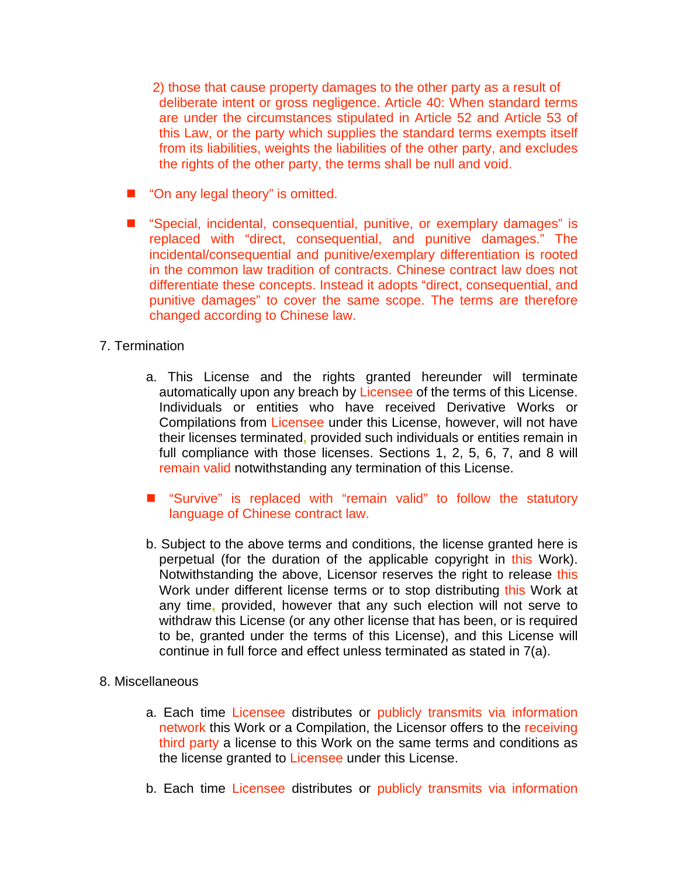2) those that cause property damages to the other party as a result of deliberate intent or gross negligence. Article 40: When standard terms are under the circumstances stipulated in Article 52 and Article 53 of this Law, or the party which supplies the standard terms exempts itself from its liabilities, weights the liabilities of the other party, and excludes the rights of the other party, the terms shall be null and void.

- "On any legal theory" is omitted.
- "Special, incidental, consequential, punitive, or exemplary damages" is replaced with "direct, consequential, and punitive damages." The incidental/consequential and punitive/exemplary differentiation is rooted in the common law tradition of contracts. Chinese contract law does not differentiate these concepts. Instead it adopts "direct, consequential, and punitive damages" to cover the same scope. The terms are therefore changed according to Chinese law.

7. Termination

   a. This License and the rights granted hereunder will terminate automatically upon any breach by Licensee of the terms of this License. Individuals or entities who have received Derivative Works or Compilations from Licensee under this License, however, will not have their licenses terminated, provided such individuals or entities remain in full compliance with those licenses. Sections 1, 2, 5, 6, 7, and 8 will remain valid notwithstanding any termination of this License.

   - "Survive" is replaced with "remain valid" to follow the statutory language of Chinese contract law.

   b. Subject to the above terms and conditions, the license granted here is perpetual (for the duration of the applicable copyright in this Work). Notwithstanding the above, Licensor reserves the right to release this Work under different license terms or to stop distributing this Work at any time, provided, however that any such election will not serve to withdraw this License (or any other license that has been, or is required to be, granted under the terms of this License), and this License will continue in full force and effect unless terminated as stated in 7(a).

8. Miscellaneous

   a. Each time Licensee distributes or publicly transmits via information network this Work or a Compilation, the Licensor offers to the receiving third party a license to this Work on the same terms and conditions as the license granted to Licensee under this License.

   b. Each time Licensee distributes or publicly transmits via information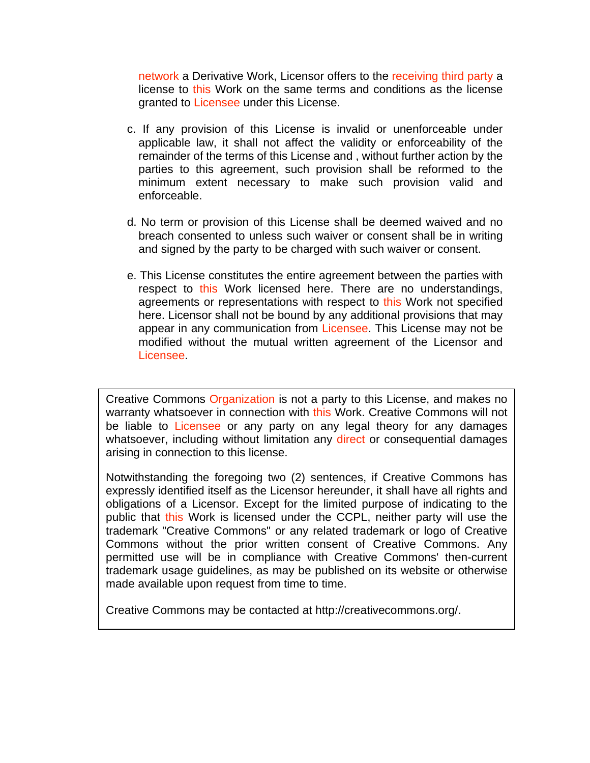network a Derivative Work, Licensor offers to the receiving third party a license to this Work on the same terms and conditions as the license granted to Licensee under this License.

c. If any provision of this License is invalid or unenforceable under applicable law, it shall not affect the validity or enforceability of the remainder of the terms of this License and , without further action by the parties to this agreement, such provision shall be reformed to the minimum extent necessary to make such provision valid and enforceable.

d. No term or provision of this License shall be deemed waived and no breach consented to unless such waiver or consent shall be in writing and signed by the party to be charged with such waiver or consent.

e. This License constitutes the entire agreement between the parties with respect to this Work licensed here. There are no understandings, agreements or representations with respect to this Work not specified here. Licensor shall not be bound by any additional provisions that may appear in any communication from Licensee. This License may not be modified without the mutual written agreement of the Licensor and Licensee.

Creative Commons Organization is not a party to this License, and makes no warranty whatsoever in connection with this Work. Creative Commons will not be liable to Licensee or any party on any legal theory for any damages whatsoever, including without limitation any direct or consequential damages arising in connection to this license.

Notwithstanding the foregoing two (2) sentences, if Creative Commons has expressly identified itself as the Licensor hereunder, it shall have all rights and obligations of a Licensor. Except for the limited purpose of indicating to the public that this Work is licensed under the CCPL, neither party will use the trademark "Creative Commons" or any related trademark or logo of Creative Commons without the prior written consent of Creative Commons. Any permitted use will be in compliance with Creative Commons' then-current trademark usage guidelines, as may be published on its website or otherwise made available upon request from time to time.

Creative Commons may be contacted at http://creativecommons.org/.